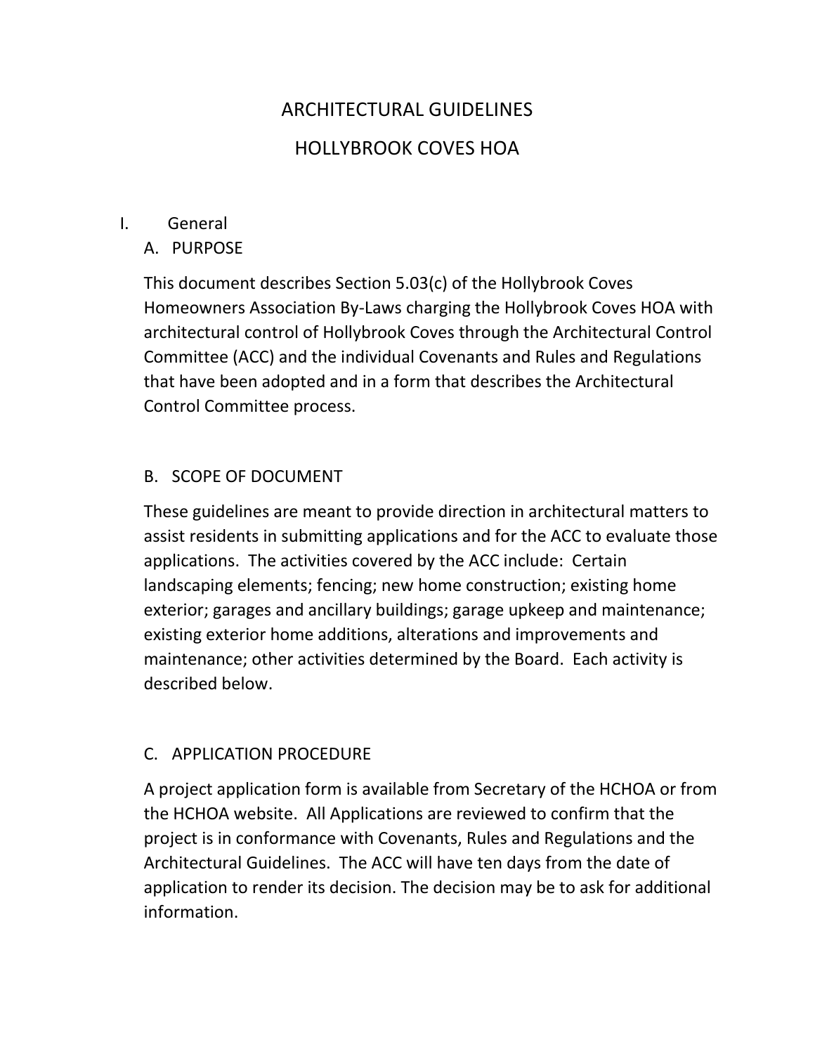# ARCHITECTURAL GUIDELINES

# HOLLYBROOK COVES HOA

## I. General

### A. PURPOSE

This document describes Section 5.03(c) of the Hollybrook Coves Homeowners Association By-Laws charging the Hollybrook Coves HOA with architectural control of Hollybrook Coves through the Architectural Control Committee (ACC) and the individual Covenants and Rules and Regulations that have been adopted and in a form that describes the Architectural Control Committee process.

### B. SCOPE OF DOCUMENT

These guidelines are meant to provide direction in architectural matters to assist residents in submitting applications and for the ACC to evaluate those applications. The activities covered by the ACC include: Certain landscaping elements; fencing; new home construction; existing home exterior; garages and ancillary buildings; garage upkeep and maintenance; existing exterior home additions, alterations and improvements and maintenance; other activities determined by the Board. Each activity is described below.

### C. APPLICATION PROCEDURE

A project application form is available from Secretary of the HCHOA or from the HCHOA website. All Applications are reviewed to confirm that the project is in conformance with Covenants, Rules and Regulations and the Architectural Guidelines. The ACC will have ten days from the date of application to render its decision. The decision may be to ask for additional information.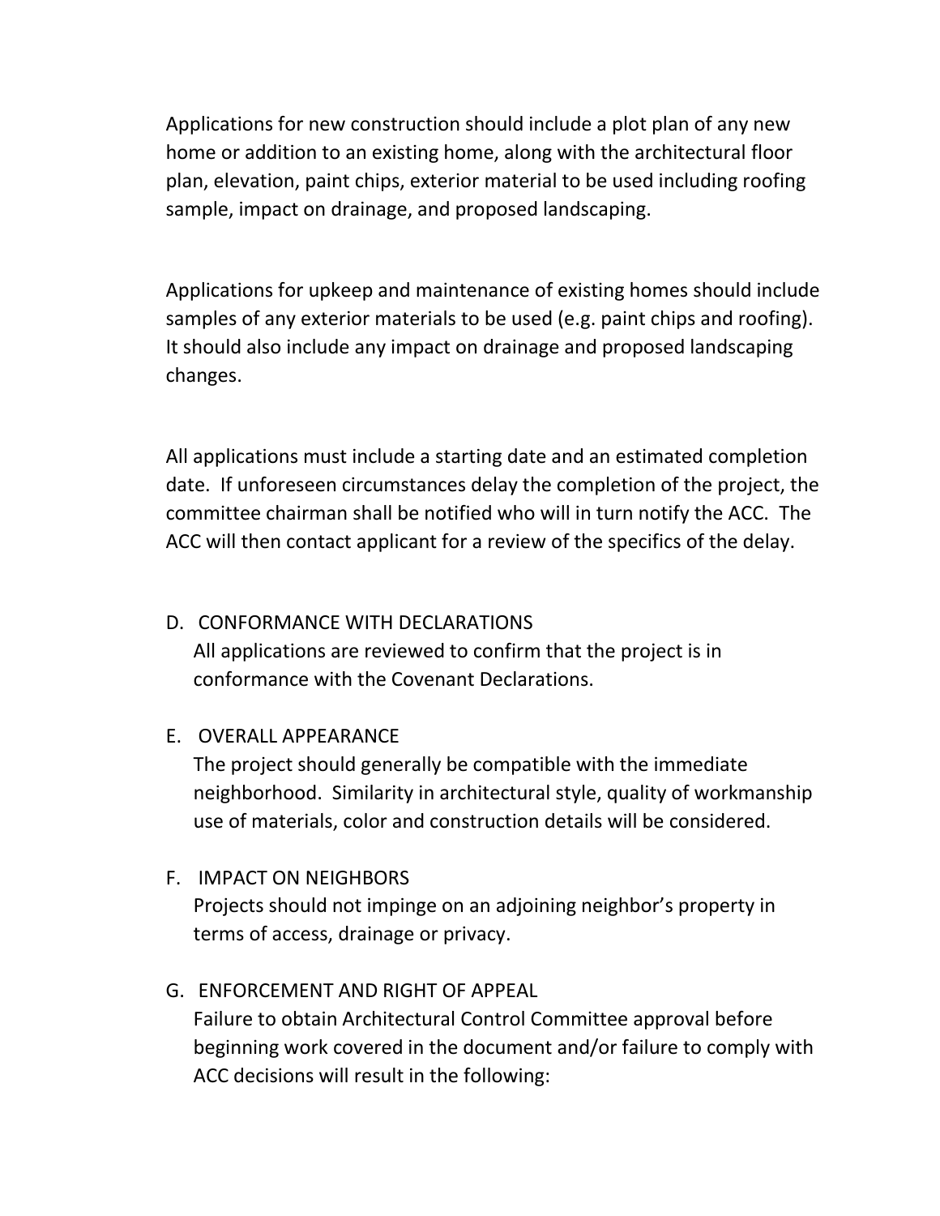Applications for new construction should include a plot plan of any new home or addition to an existing home, along with the architectural floor plan, elevation, paint chips, exterior material to be used including roofing sample, impact on drainage, and proposed landscaping.

Applications for upkeep and maintenance of existing homes should include samples of any exterior materials to be used (e.g. paint chips and roofing). It should also include any impact on drainage and proposed landscaping changes.

All applications must include a starting date and an estimated completion date. If unforeseen circumstances delay the completion of the project, the committee chairman shall be notified who will in turn notify the ACC. The ACC will then contact applicant for a review of the specifics of the delay.

D. CONFORMANCE WITH DECLARATIONS

All applications are reviewed to confirm that the project is in conformance with the Covenant Declarations.

E. OVERALL APPEARANCE

The project should generally be compatible with the immediate neighborhood. Similarity in architectural style, quality of workmanship use of materials, color and construction details will be considered.

F. IMPACT ON NEIGHBORS

Projects should not impinge on an adjoining neighbor's property in terms of access, drainage or privacy.

G. ENFORCEMENT AND RIGHT OF APPEAL

Failure to obtain Architectural Control Committee approval before beginning work covered in the document and/or failure to comply with ACC decisions will result in the following: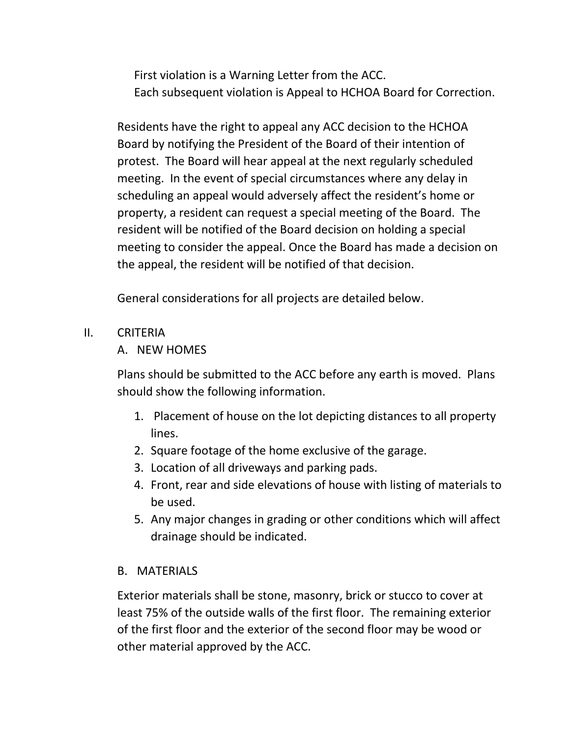First violation is a Warning Letter from the ACC.
Each subsequent violation is Appeal to HCHOA Board for Correction.

Residents have the right to appeal any ACC decision to the HCHOA Board by notifying the President of the Board of their intention of protest. The Board will hear appeal at the next regularly scheduled meeting. In the event of special circumstances where any delay in scheduling an appeal would adversely affect the resident's home or property, a resident can request a special meeting of the Board. The resident will be notified of the Board decision on holding a special meeting to consider the appeal. Once the Board has made a decision on the appeal, the resident will be notified of that decision.

General considerations for all projects are detailed below.

## II. CRITERIA

### A. NEW HOMES

Plans should be submitted to the ACC before any earth is moved. Plans should show the following information.

1. Placement of house on the lot depicting distances to all property lines.
2. Square footage of the home exclusive of the garage.
3. Location of all driveways and parking pads.
4. Front, rear and side elevations of house with listing of materials to be used.
5. Any major changes in grading or other conditions which will affect drainage should be indicated.

### B. MATERIALS

Exterior materials shall be stone, masonry, brick or stucco to cover at least 75% of the outside walls of the first floor. The remaining exterior of the first floor and the exterior of the second floor may be wood or other material approved by the ACC.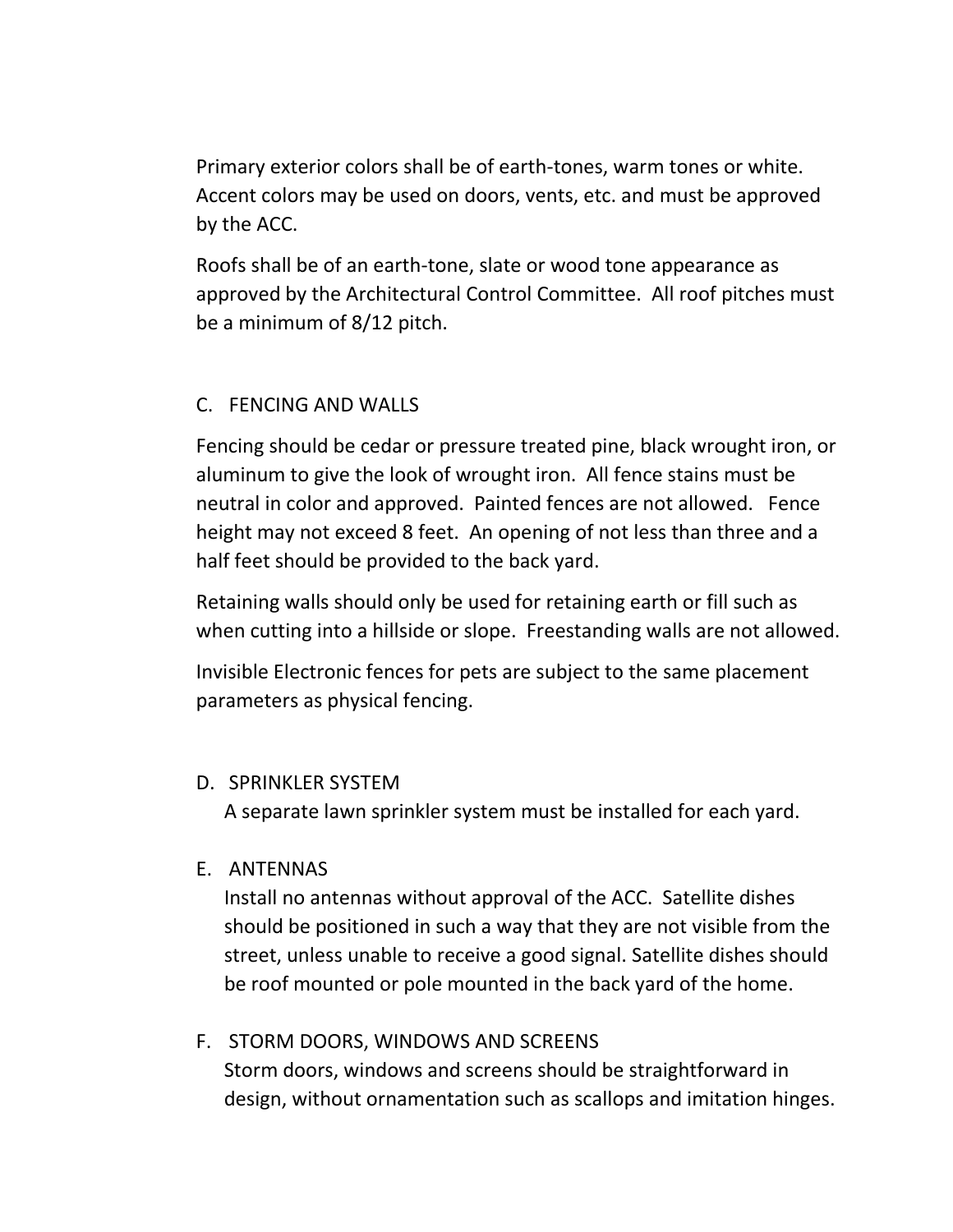Primary exterior colors shall be of earth-tones, warm tones or white. Accent colors may be used on doors, vents, etc. and must be approved by the ACC.

Roofs shall be of an earth-tone, slate or wood tone appearance as approved by the Architectural Control Committee. All roof pitches must be a minimum of 8/12 pitch.

## C. FENCING AND WALLS

Fencing should be cedar or pressure treated pine, black wrought iron, or aluminum to give the look of wrought iron. All fence stains must be neutral in color and approved. Painted fences are not allowed. Fence height may not exceed 8 feet. An opening of not less than three and a half feet should be provided to the back yard.

Retaining walls should only be used for retaining earth or fill such as when cutting into a hillside or slope. Freestanding walls are not allowed.

Invisible Electronic fences for pets are subject to the same placement parameters as physical fencing.

## D. SPRINKLER SYSTEM

A separate lawn sprinkler system must be installed for each yard.

## E. ANTENNAS

Install no antennas without approval of the ACC. Satellite dishes should be positioned in such a way that they are not visible from the street, unless unable to receive a good signal. Satellite dishes should be roof mounted or pole mounted in the back yard of the home.

## F. STORM DOORS, WINDOWS AND SCREENS

Storm doors, windows and screens should be straightforward in design, without ornamentation such as scallops and imitation hinges.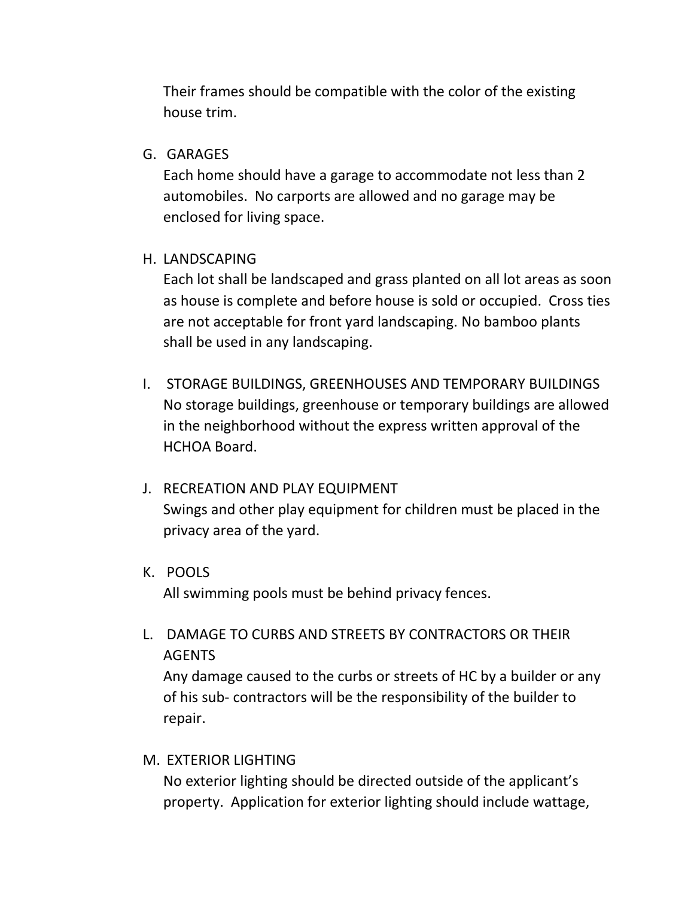Their frames should be compatible with the color of the existing house trim.

G. GARAGES
Each home should have a garage to accommodate not less than 2 automobiles. No carports are allowed and no garage may be enclosed for living space.

H. LANDSCAPING
Each lot shall be landscaped and grass planted on all lot areas as soon as house is complete and before house is sold or occupied. Cross ties are not acceptable for front yard landscaping. No bamboo plants shall be used in any landscaping.

I. STORAGE BUILDINGS, GREENHOUSES AND TEMPORARY BUILDINGS
No storage buildings, greenhouse or temporary buildings are allowed in the neighborhood without the express written approval of the HCHOA Board.

J. RECREATION AND PLAY EQUIPMENT
Swings and other play equipment for children must be placed in the privacy area of the yard.

K. POOLS
All swimming pools must be behind privacy fences.

L. DAMAGE TO CURBS AND STREETS BY CONTRACTORS OR THEIR AGENTS
Any damage caused to the curbs or streets of HC by a builder or any of his sub- contractors will be the responsibility of the builder to repair.

M. EXTERIOR LIGHTING
No exterior lighting should be directed outside of the applicant's property. Application for exterior lighting should include wattage,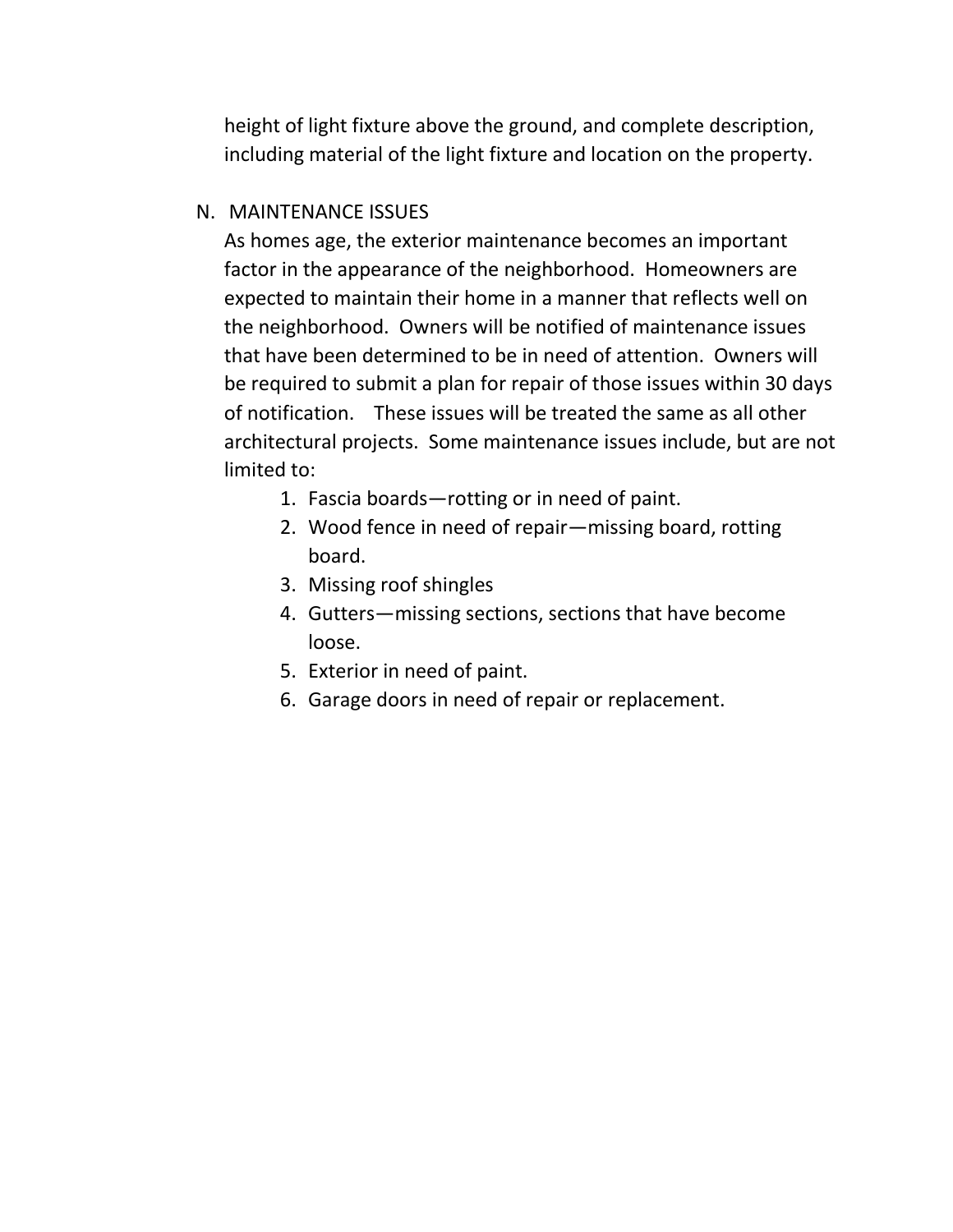height of light fixture above the ground, and complete description, including material of the light fixture and location on the property.

N. MAINTENANCE ISSUES

As homes age, the exterior maintenance becomes an important factor in the appearance of the neighborhood. Homeowners are expected to maintain their home in a manner that reflects well on the neighborhood. Owners will be notified of maintenance issues that have been determined to be in need of attention. Owners will be required to submit a plan for repair of those issues within 30 days of notification. These issues will be treated the same as all other architectural projects. Some maintenance issues include, but are not limited to:

1. Fascia boards—rotting or in need of paint.
2. Wood fence in need of repair—missing board, rotting board.
3. Missing roof shingles
4. Gutters—missing sections, sections that have become loose.
5. Exterior in need of paint.
6. Garage doors in need of repair or replacement.